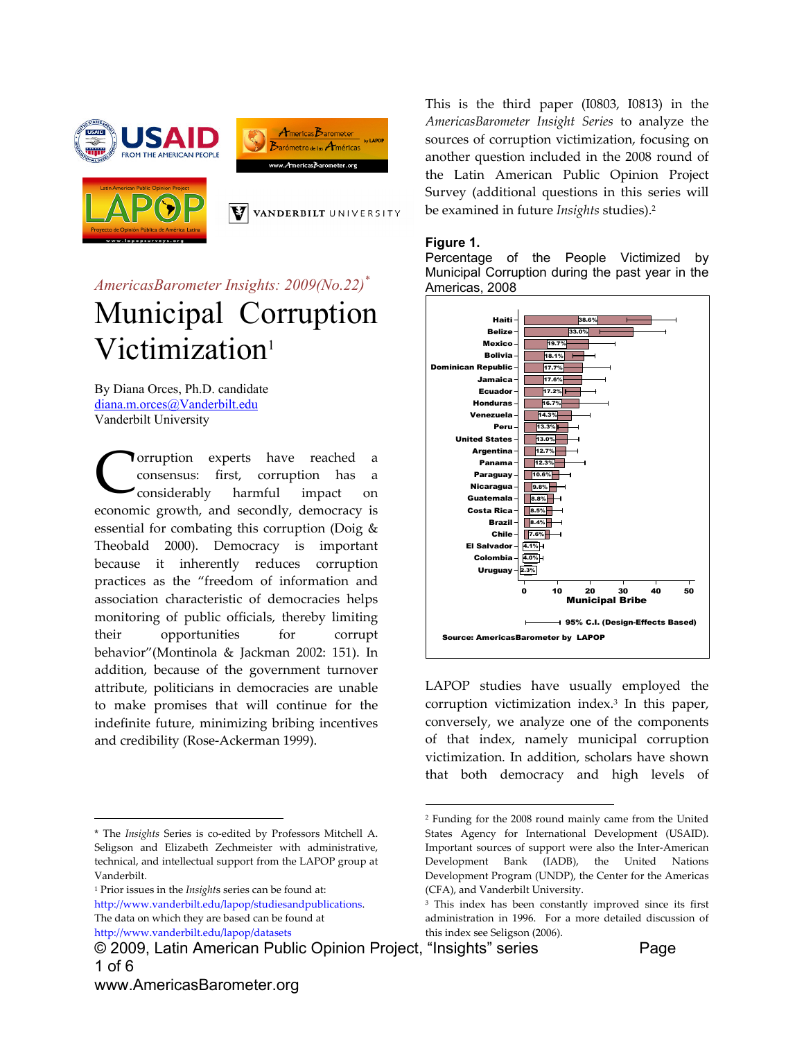*AmericasBarometer Insights: 2009(No.22)*[*]

# Municipal Corruption Victimization[1]

By Diana Orces, Ph.D. candidate
diana.m.orces@Vanderbilt.edu
Vanderbilt University

Corruption experts have reached a consensus: first, corruption has a considerably harmful impact on economic growth, and secondly, democracy is essential for combating this corruption (Doig & Theobald 2000). Democracy is important because it inherently reduces corruption practices as the "freedom of information and association characteristic of democracies helps monitoring of public officials, thereby limiting their opportunities for corrupt behavior"(Montinola & Jackman 2002: 151). In addition, because of the government turnover attribute, politicians in democracies are unable to make promises that will continue for the indefinite future, minimizing bribing incentives and credibility (Rose-Ackerman 1999).

This is the third paper (I0803, I0813) in the *AmericasBarometer Insight Series* to analyze the sources of corruption victimization, focusing on another question included in the 2008 round of the Latin American Public Opinion Project Survey (additional questions in this series will be examined in future *Insights* studies).[2]

**Figure 1.**

Percentage of the People Victimized by Municipal Corruption during the past year in the Americas, 2008

| Country | Municipal Bribe (%) |
|---|---|
| Haiti | 38.6% |
| Belize | 33.0% |
| Mexico | 19.7% |
| Bolivia | 18.1% |
| Dominican Republic | 17.7% |
| Jamaica | 17.6% |
| Ecuador | 17.2% |
| Honduras | 16.7% |
| Venezuela | 14.3% |
| Peru | 13.3% |
| United States | 13.0% |
| Argentina | 12.7% |
| Panama | 12.3% |
| Paraguay | 10.6% |
| Nicaragua | 9.8% |
| Guatemala | 8.8% |
| Costa Rica | 8.5% |
| Brazil | 8.4% |
| Chile | 7.6% |
| El Salvador | 4.1% |
| Colombia | 4.0% |
| Uruguay | 2.3% |

95% C.I. (Design-Effects Based)

Source: AmericasBarometer by LAPOP

LAPOP studies have usually employed the corruption victimization index.[3] In this paper, conversely, we analyze one of the components of that index, namely municipal corruption victimization. In addition, scholars have shown that both democracy and high levels of

---

[*] The *Insights* Series is co-edited by Professors Mitchell A. Seligson and Elizabeth Zechmeister with administrative, technical, and intellectual support from the LAPOP group at Vanderbilt.

[1] Prior issues in the *Insights* series can be found at: http://www.vanderbilt.edu/lapop/studiesandpublications. The data on which they are based can be found at http://www.vanderbilt.edu/lapop/datasets

[2] Funding for the 2008 round mainly came from the United States Agency for International Development (USAID). Important sources of support were also the Inter-American Development Bank (IADB), the United Nations Development Program (UNDP), the Center for the Americas (CFA), and Vanderbilt University.

[3] This index has been constantly improved since its first administration in 1996. For a more detailed discussion of this index see Seligson (2006).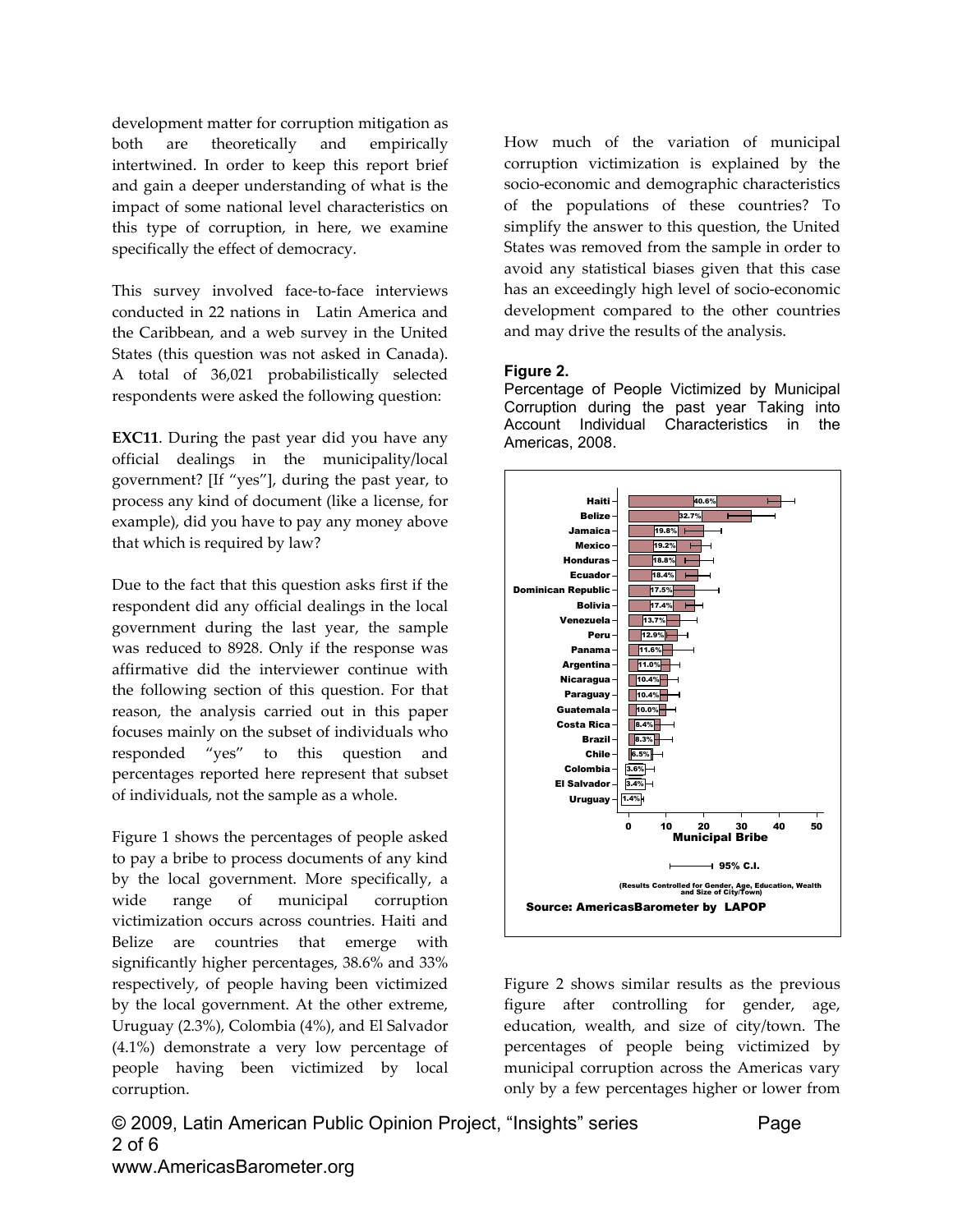development matter for corruption mitigation as both are theoretically and empirically intertwined. In order to keep this report brief and gain a deeper understanding of what is the impact of some national level characteristics on this type of corruption, in here, we examine specifically the effect of democracy.

This survey involved face-to-face interviews conducted in 22 nations in Latin America and the Caribbean, and a web survey in the United States (this question was not asked in Canada). A total of 36,021 probabilistically selected respondents were asked the following question:

**EXC11**. During the past year did you have any official dealings in the municipality/local government? [If "yes"], during the past year, to process any kind of document (like a license, for example), did you have to pay any money above that which is required by law?

Due to the fact that this question asks first if the respondent did any official dealings in the local government during the last year, the sample was reduced to 8928. Only if the response was affirmative did the interviewer continue with the following section of this question. For that reason, the analysis carried out in this paper focuses mainly on the subset of individuals who responded "yes" to this question and percentages reported here represent that subset of individuals, not the sample as a whole.

Figure 1 shows the percentages of people asked to pay a bribe to process documents of any kind by the local government. More specifically, a wide range of municipal corruption victimization occurs across countries. Haiti and Belize are countries that emerge with significantly higher percentages, 38.6% and 33% respectively, of people having been victimized by the local government. At the other extreme, Uruguay (2.3%), Colombia (4%), and El Salvador (4.1%) demonstrate a very low percentage of people having been victimized by local corruption.

How much of the variation of municipal corruption victimization is explained by the socio-economic and demographic characteristics of the populations of these countries? To simplify the answer to this question, the United States was removed from the sample in order to avoid any statistical biases given that this case has an exceedingly high level of socio-economic development compared to the other countries and may drive the results of the analysis.

**Figure 2.**
Percentage of People Victimized by Municipal Corruption during the past year Taking into Account Individual Characteristics in the Americas, 2008.

| Country | Municipal Bribe |
| --- | --- |
| Haiti | 40.6% |
| Belize | 32.7% |
| Jamaica | 19.8% |
| Mexico | 19.2% |
| Honduras | 18.8% |
| Ecuador | 18.4% |
| Dominican Republic | 17.5% |
| Bolivia | 17.4% |
| Venezuela | 13.7% |
| Peru | 12.9% |
| Panama | 11.6% |
| Argentina | 11.0% |
| Nicaragua | 10.4% |
| Paraguay | 10.4% |
| Guatemala | 10.0% |
| Costa Rica | 8.4% |
| Brazil | 8.3% |
| Chile | 6.5% |
| Colombia | 3.6% |
| El Salvador | 3.4% |
| Uruguay | 1.4% |

95% C.I.

(Results Controlled for Gender, Age, Education, Wealth and Size of City/Town)

Source: AmericasBarometer by LAPOP

Figure 2 shows similar results as the previous figure after controlling for gender, age, education, wealth, and size of city/town. The percentages of people being victimized by municipal corruption across the Americas vary only by a few percentages higher or lower from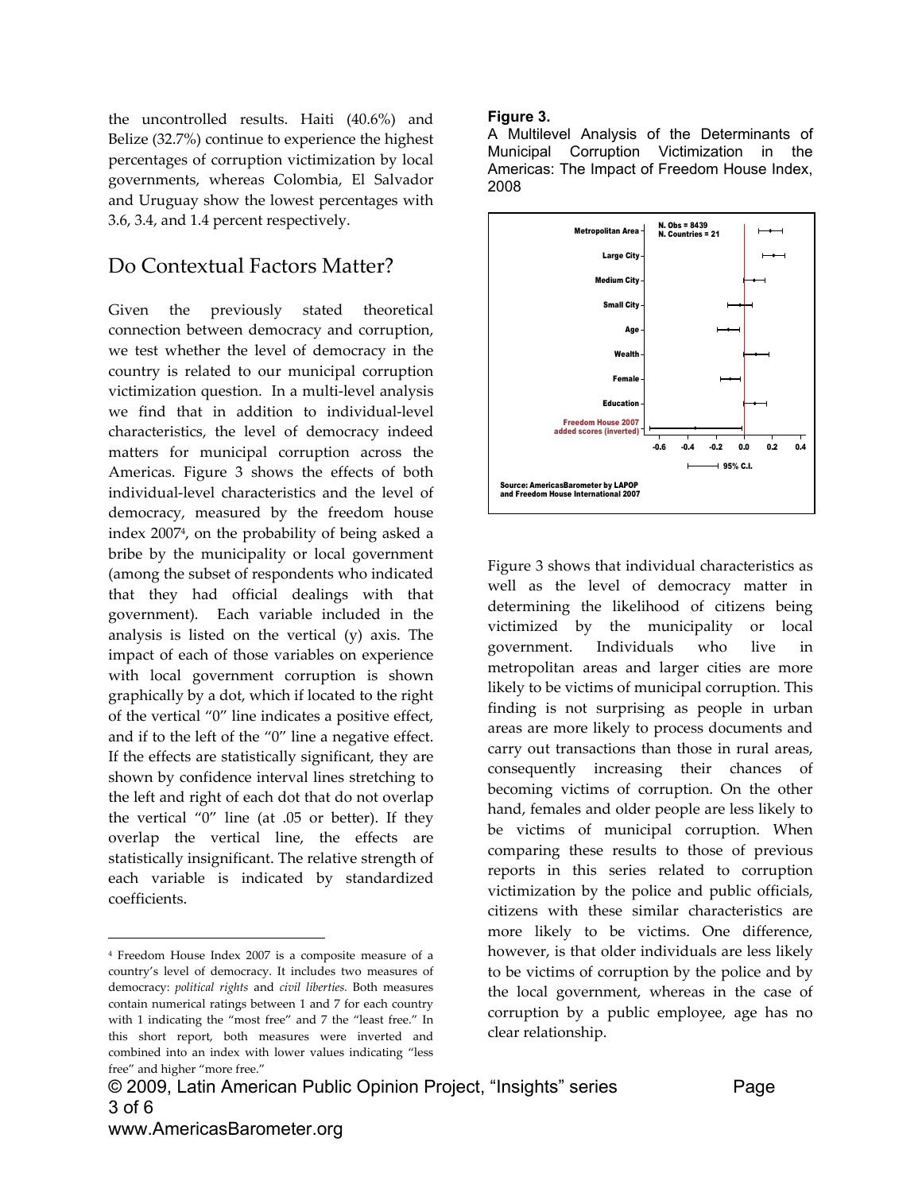the uncontrolled results. Haiti (40.6%) and Belize (32.7%) continue to experience the highest percentages of corruption victimization by local governments, whereas Colombia, El Salvador and Uruguay show the lowest percentages with 3.6, 3.4, and 1.4 percent respectively.

## Do Contextual Factors Matter?

Given the previously stated theoretical connection between democracy and corruption, we test whether the level of democracy in the country is related to our municipal corruption victimization question. In a multi-level analysis we find that in addition to individual-level characteristics, the level of democracy indeed matters for municipal corruption across the Americas. Figure 3 shows the effects of both individual-level characteristics and the level of democracy, measured by the freedom house index 2007[4], on the probability of being asked a bribe by the municipality or local government (among the subset of respondents who indicated that they had official dealings with that government). Each variable included in the analysis is listed on the vertical (y) axis. The impact of each of those variables on experience with local government corruption is shown graphically by a dot, which if located to the right of the vertical "0" line indicates a positive effect, and if to the left of the "0" line a negative effect. If the effects are statistically significant, they are shown by confidence interval lines stretching to the left and right of each dot that do not overlap the vertical "0" line (at .05 or better). If they overlap the vertical line, the effects are statistically insignificant. The relative strength of each variable is indicated by standardized coefficients.

**Figure 3.**

A Multilevel Analysis of the Determinants of Municipal Corruption Victimization in the Americas: The Impact of Freedom House Index, 2008

Figure 3 shows that individual characteristics as well as the level of democracy matter in determining the likelihood of citizens being victimized by the municipality or local government. Individuals who live in metropolitan areas and larger cities are more likely to be victims of municipal corruption. This finding is not surprising as people in urban areas are more likely to process documents and carry out transactions than those in rural areas, consequently increasing their chances of becoming victims of corruption. On the other hand, females and older people are less likely to be victims of municipal corruption. When comparing these results to those of previous reports in this series related to corruption victimization by the police and public officials, citizens with these similar characteristics are more likely to be victims. One difference, however, is that older individuals are less likely to be victims of corruption by the police and by the local government, whereas in the case of corruption by a public employee, age has no clear relationship.

---

[4] Freedom House Index 2007 is a composite measure of a country's level of democracy. It includes two measures of democracy: *political rights* and *civil liberties.* Both measures contain numerical ratings between 1 and 7 for each country with 1 indicating the "most free" and 7 the "least free." In this short report, both measures were inverted and combined into an index with lower values indicating "less free" and higher "more free."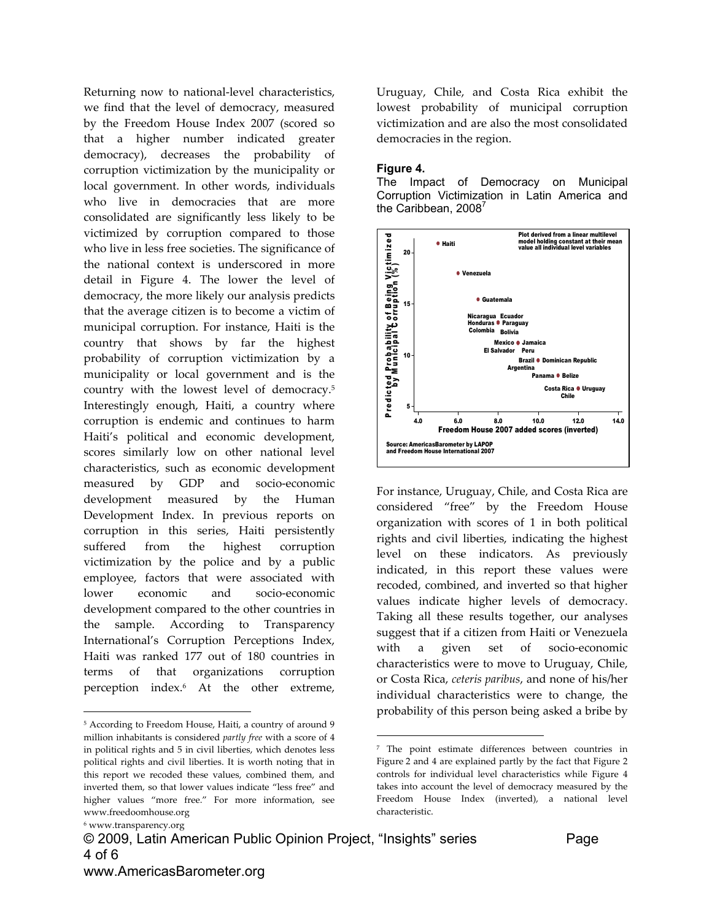Returning now to national-level characteristics, we find that the level of democracy, measured by the Freedom House Index 2007 (scored so that a higher number indicated greater democracy), decreases the probability of corruption victimization by the municipality or local government. In other words, individuals who live in democracies that are more consolidated are significantly less likely to be victimized by corruption compared to those who live in less free societies. The significance of the national context is underscored in more detail in Figure 4. The lower the level of democracy, the more likely our analysis predicts that the average citizen is to become a victim of municipal corruption. For instance, Haiti is the country that shows by far the highest probability of corruption victimization by a municipality or local government and is the country with the lowest level of democracy.[5] Interestingly enough, Haiti, a country where corruption is endemic and continues to harm Haiti's political and economic development, scores similarly low on other national level characteristics, such as economic development measured by GDP and socio-economic development measured by the Human Development Index. In previous reports on corruption in this series, Haiti persistently suffered from the highest corruption victimization by the police and by a public employee, factors that were associated with lower economic and socio-economic development compared to the other countries in the sample. According to Transparency International's Corruption Perceptions Index, Haiti was ranked 177 out of 180 countries in terms of that organizations corruption perception index.[6] At the other extreme, Uruguay, Chile, and Costa Rica exhibit the lowest probability of municipal corruption victimization and are also the most consolidated democracies in the region.

**Figure 4.**
The Impact of Democracy on Municipal Corruption Victimization in Latin America and the Caribbean, 2008[7]

For instance, Uruguay, Chile, and Costa Rica are considered "free" by the Freedom House organization with scores of 1 in both political rights and civil liberties, indicating the highest level on these indicators. As previously indicated, in this report these values were recoded, combined, and inverted so that higher values indicate higher levels of democracy. Taking all these results together, our analyses suggest that if a citizen from Haiti or Venezuela with a given set of socio-economic characteristics were to move to Uruguay, Chile, or Costa Rica, *ceteris paribus*, and none of his/her individual characteristics were to change, the probability of this person being asked a bribe by

---

[5] According to Freedom House, Haiti, a country of around 9 million inhabitants is considered *partly free* with a score of 4 in political rights and 5 in civil liberties, which denotes less political rights and civil liberties. It is worth noting that in this report we recoded these values, combined them, and inverted them, so that lower values indicate "less free" and higher values "more free." For more information, see www.freedoomhouse.org

[6] www.transparency.org

[7] The point estimate differences between countries in Figure 2 and 4 are explained partly by the fact that Figure 2 controls for individual level characteristics while Figure 4 takes into account the level of democracy measured by the Freedom House Index (inverted), a national level characteristic.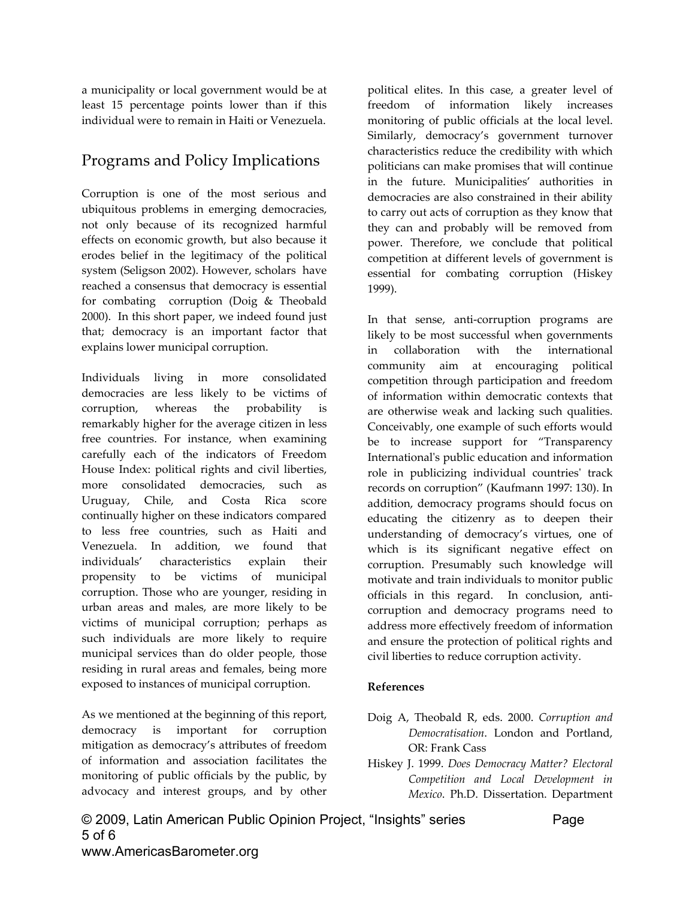a municipality or local government would be at least 15 percentage points lower than if this individual were to remain in Haiti or Venezuela.

## Programs and Policy Implications

Corruption is one of the most serious and ubiquitous problems in emerging democracies, not only because of its recognized harmful effects on economic growth, but also because it erodes belief in the legitimacy of the political system (Seligson 2002). However, scholars have reached a consensus that democracy is essential for combating corruption (Doig & Theobald 2000). In this short paper, we indeed found just that; democracy is an important factor that explains lower municipal corruption.

Individuals living in more consolidated democracies are less likely to be victims of corruption, whereas the probability is remarkably higher for the average citizen in less free countries. For instance, when examining carefully each of the indicators of Freedom House Index: political rights and civil liberties, more consolidated democracies, such as Uruguay, Chile, and Costa Rica score continually higher on these indicators compared to less free countries, such as Haiti and Venezuela. In addition, we found that individuals' characteristics explain their propensity to be victims of municipal corruption. Those who are younger, residing in urban areas and males, are more likely to be victims of municipal corruption; perhaps as such individuals are more likely to require municipal services than do older people, those residing in rural areas and females, being more exposed to instances of municipal corruption.

As we mentioned at the beginning of this report, democracy is important for corruption mitigation as democracy's attributes of freedom of information and association facilitates the monitoring of public officials by the public, by advocacy and interest groups, and by other political elites. In this case, a greater level of freedom of information likely increases monitoring of public officials at the local level. Similarly, democracy's government turnover characteristics reduce the credibility with which politicians can make promises that will continue in the future. Municipalities' authorities in democracies are also constrained in their ability to carry out acts of corruption as they know that they can and probably will be removed from power. Therefore, we conclude that political competition at different levels of government is essential for combating corruption (Hiskey 1999).

In that sense, anti-corruption programs are likely to be most successful when governments in collaboration with the international community aim at encouraging political competition through participation and freedom of information within democratic contexts that are otherwise weak and lacking such qualities. Conceivably, one example of such efforts would be to increase support for "Transparency International's public education and information role in publicizing individual countries' track records on corruption" (Kaufmann 1997: 130). In addition, democracy programs should focus on educating the citizenry as to deepen their understanding of democracy's virtues, one of which is its significant negative effect on corruption. Presumably such knowledge will motivate and train individuals to monitor public officials in this regard. In conclusion, anti-corruption and democracy programs need to address more effectively freedom of information and ensure the protection of political rights and civil liberties to reduce corruption activity.

**References**

Doig A, Theobald R, eds. 2000. *Corruption and Democratisation*. London and Portland, OR: Frank Cass

Hiskey J. 1999. *Does Democracy Matter? Electoral Competition and Local Development in Mexico*. Ph.D. Dissertation. Department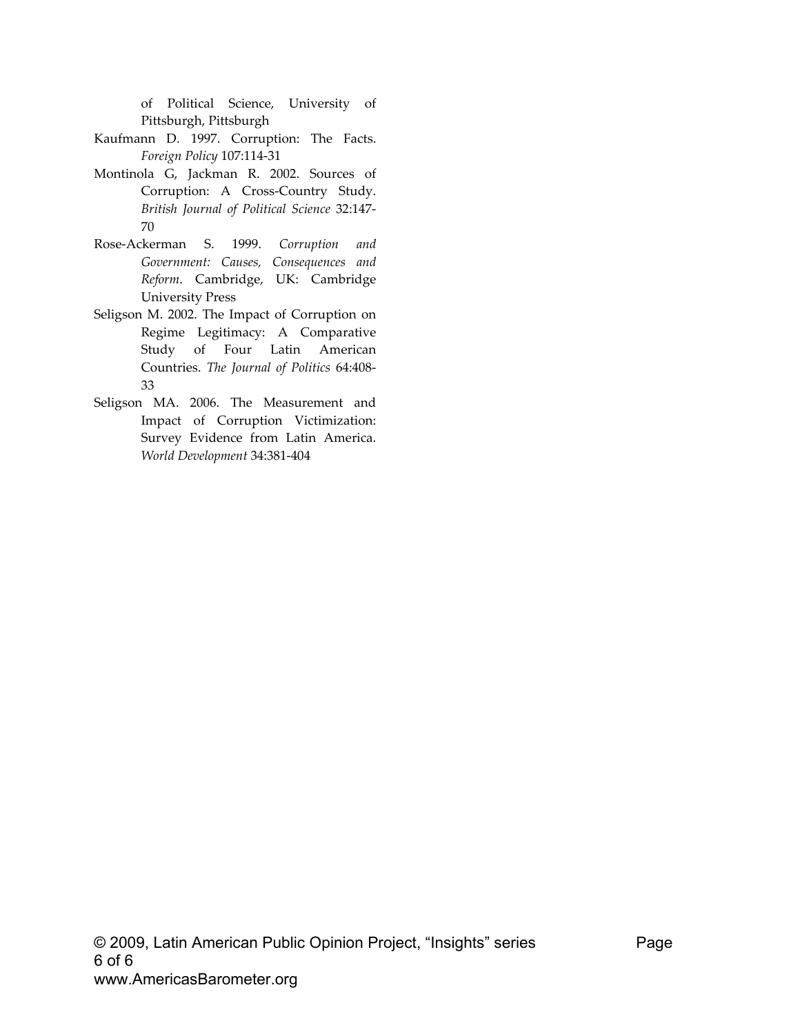of Political Science, University of Pittsburgh, Pittsburgh

Kaufmann D. 1997. Corruption: The Facts. *Foreign Policy* 107:114-31

Montinola G, Jackman R. 2002. Sources of Corruption: A Cross-Country Study. *British Journal of Political Science* 32:147-70

Rose-Ackerman S. 1999. *Corruption and Government: Causes, Consequences and Reform*. Cambridge, UK: Cambridge University Press

Seligson M. 2002. The Impact of Corruption on Regime Legitimacy: A Comparative Study of Four Latin American Countries. *The Journal of Politics* 64:408-33

Seligson MA. 2006. The Measurement and Impact of Corruption Victimization: Survey Evidence from Latin America. *World Development* 34:381-404